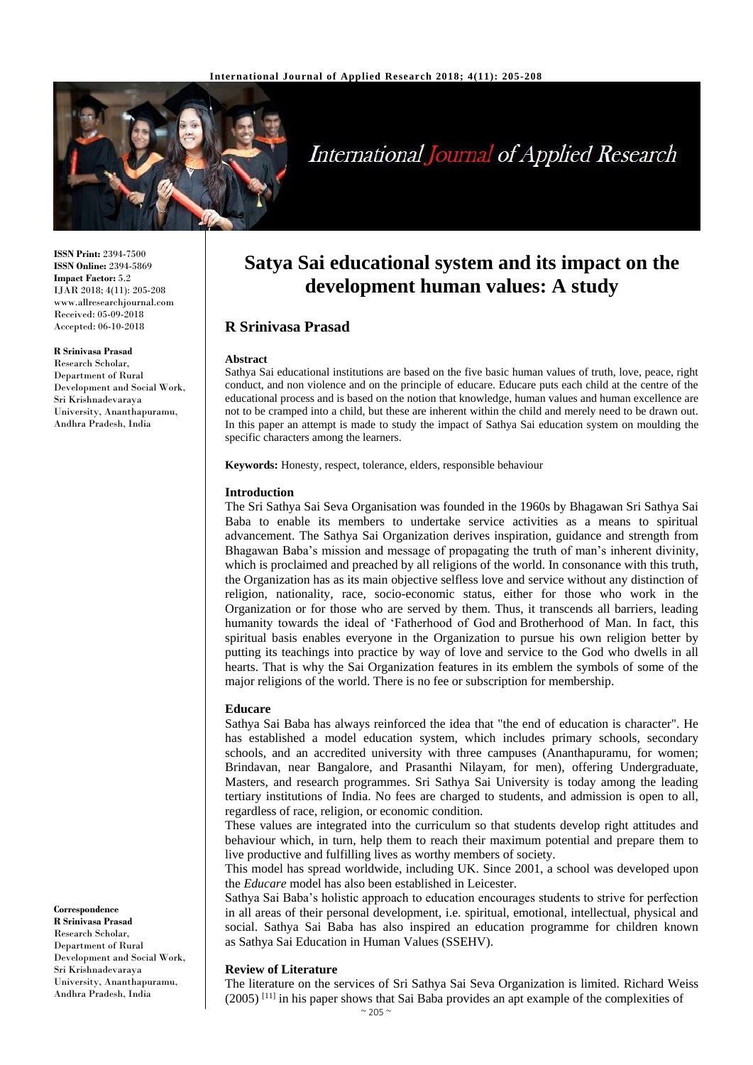# Satya Sai educational system and its impact on the development human values: A study

## R Srinivasa Prasad

**ISSN Print:** 2394-7500
**ISSN Online:** 2394-5869
**Impact Factor:** 5.2
IJAR 2018; 4(11): 205-208
www.allresearchjournal.com
Received: 05-09-2018
Accepted: 06-10-2018

**R Srinivasa Prasad**
Research Scholar, Department of Rural Development and Social Work, Sri Krishnadevaraya University, Ananthapuramu, Andhra Pradesh, India

**Correspondence**
**R Srinivasa Prasad**
Research Scholar, Department of Rural Development and Social Work, Sri Krishnadevaraya University, Ananthapuramu, Andhra Pradesh, India

### Abstract

Sathya Sai educational institutions are based on the five basic human values of truth, love, peace, right conduct, and non violence and on the principle of educare. Educare puts each child at the centre of the educational process and is based on the notion that knowledge, human values and human excellence are not to be cramped into a child, but these are inherent within the child and merely need to be drawn out. In this paper an attempt is made to study the impact of Sathya Sai education system on moulding the specific characters among the learners.

**Keywords:** Honesty, respect, tolerance, elders, responsible behaviour

### Introduction

The Sri Sathya Sai Seva Organisation was founded in the 1960s by Bhagawan Sri Sathya Sai Baba to enable its members to undertake service activities as a means to spiritual advancement. The Sathya Sai Organization derives inspiration, guidance and strength from Bhagawan Baba's mission and message of propagating the truth of man's inherent divinity, which is proclaimed and preached by all religions of the world. In consonance with this truth, the Organization has as its main objective selfless love and service without any distinction of religion, nationality, race, socio-economic status, either for those who work in the Organization or for those who are served by them. Thus, it transcends all barriers, leading humanity towards the ideal of 'Fatherhood of God and Brotherhood of Man. In fact, this spiritual basis enables everyone in the Organization to pursue his own religion better by putting its teachings into practice by way of love and service to the God who dwells in all hearts. That is why the Sai Organization features in its emblem the symbols of some of the major religions of the world. There is no fee or subscription for membership.

### Educare

Sathya Sai Baba has always reinforced the idea that "the end of education is character". He has established a model education system, which includes primary schools, secondary schools, and an accredited university with three campuses (Ananthapuramu, for women; Brindavan, near Bangalore, and Prasanthi Nilayam, for men), offering Undergraduate, Masters, and research programmes. Sri Sathya Sai University is today among the leading tertiary institutions of India. No fees are charged to students, and admission is open to all, regardless of race, religion, or economic condition.

These values are integrated into the curriculum so that students develop right attitudes and behaviour which, in turn, help them to reach their maximum potential and prepare them to live productive and fulfilling lives as worthy members of society.

This model has spread worldwide, including UK. Since 2001, a school was developed upon the *Educare* model has also been established in Leicester.

Sathya Sai Baba's holistic approach to education encourages students to strive for perfection in all areas of their personal development, i.e. spiritual, emotional, intellectual, physical and social. Sathya Sai Baba has also inspired an education programme for children known as Sathya Sai Education in Human Values (SSEHV).

### Review of Literature

The literature on the services of Sri Sathya Sai Seva Organization is limited. Richard Weiss (2005) [11] in his paper shows that Sai Baba provides an apt example of the complexities of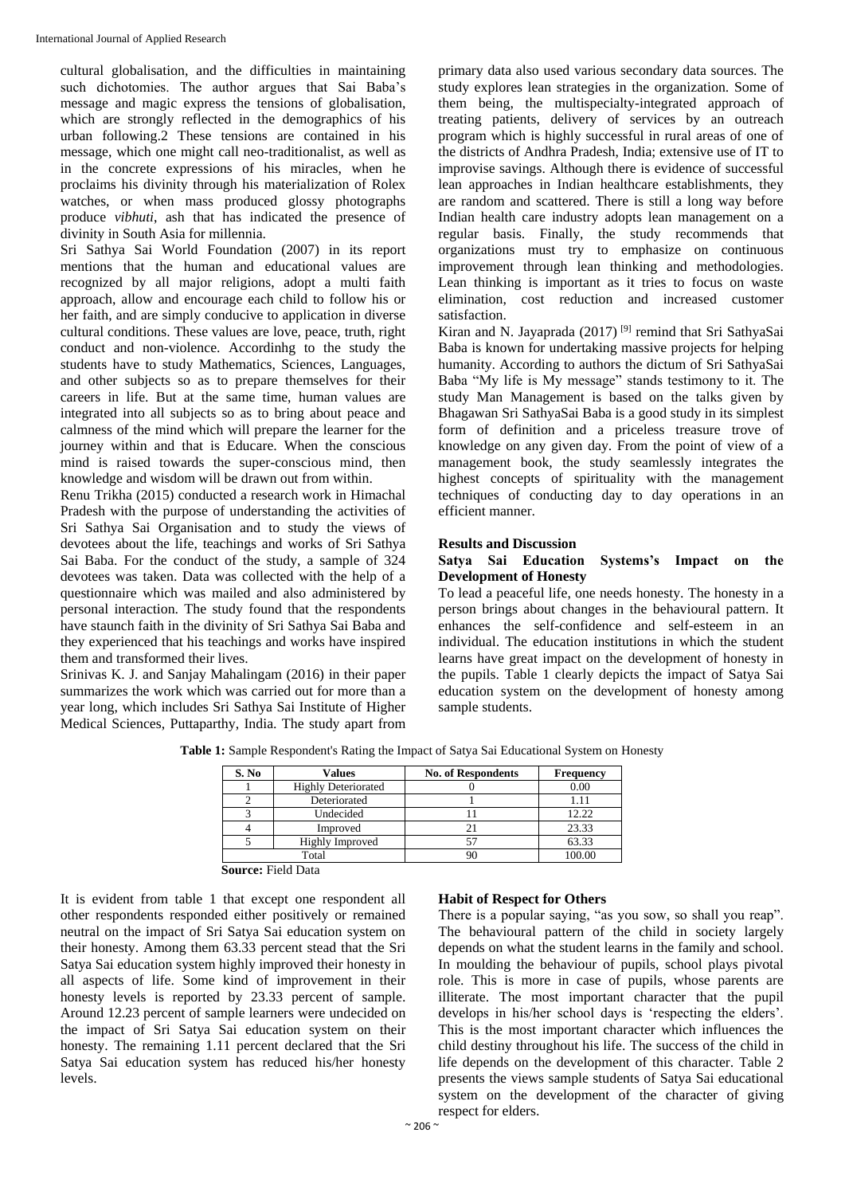cultural globalisation, and the difficulties in maintaining such dichotomies. The author argues that Sai Baba's message and magic express the tensions of globalisation, which are strongly reflected in the demographics of his urban following.2 These tensions are contained in his message, which one might call neo-traditionalist, as well as in the concrete expressions of his miracles, when he proclaims his divinity through his materialization of Rolex watches, or when mass produced glossy photographs produce *vibhuti*, ash that has indicated the presence of divinity in South Asia for millennia.

Sri Sathya Sai World Foundation (2007) in its report mentions that the human and educational values are recognized by all major religions, adopt a multi faith approach, allow and encourage each child to follow his or her faith, and are simply conducive to application in diverse cultural conditions. These values are love, peace, truth, right conduct and non-violence. Accordinhg to the study the students have to study Mathematics, Sciences, Languages, and other subjects so as to prepare themselves for their careers in life. But at the same time, human values are integrated into all subjects so as to bring about peace and calmness of the mind which will prepare the learner for the journey within and that is Educare. When the conscious mind is raised towards the super-conscious mind, then knowledge and wisdom will be drawn out from within.

Renu Trikha (2015) conducted a research work in Himachal Pradesh with the purpose of understanding the activities of Sri Sathya Sai Organisation and to study the views of devotees about the life, teachings and works of Sri Sathya Sai Baba. For the conduct of the study, a sample of 324 devotees was taken. Data was collected with the help of a questionnaire which was mailed and also administered by personal interaction. The study found that the respondents have staunch faith in the divinity of Sri Sathya Sai Baba and they experienced that his teachings and works have inspired them and transformed their lives.

Srinivas K. J. and Sanjay Mahalingam (2016) in their paper summarizes the work which was carried out for more than a year long, which includes Sri Sathya Sai Institute of Higher Medical Sciences, Puttaparthy, India. The study apart from primary data also used various secondary data sources. The study explores lean strategies in the organization. Some of them being, the multispecialty-integrated approach of treating patients, delivery of services by an outreach program which is highly successful in rural areas of one of the districts of Andhra Pradesh, India; extensive use of IT to improvise savings. Although there is evidence of successful lean approaches in Indian healthcare establishments, they are random and scattered. There is still a long way before Indian health care industry adopts lean management on a regular basis. Finally, the study recommends that organizations must try to emphasize on continuous improvement through lean thinking and methodologies. Lean thinking is important as it tries to focus on waste elimination, cost reduction and increased customer satisfaction.

Kiran and N. Jayaprada (2017) [9] remind that Sri SathyaSai Baba is known for undertaking massive projects for helping humanity. According to authors the dictum of Sri SathyaSai Baba "My life is My message" stands testimony to it. The study Man Management is based on the talks given by Bhagawan Sri SathyaSai Baba is a good study in its simplest form of definition and a priceless treasure trove of knowledge on any given day. From the point of view of a management book, the study seamlessly integrates the highest concepts of spirituality with the management techniques of conducting day to day operations in an efficient manner.

## Results and Discussion

### Satya Sai Education Systems's Impact on the Development of Honesty

To lead a peaceful life, one needs honesty. The honesty in a person brings about changes in the behavioural pattern. It enhances the self-confidence and self-esteem in an individual. The education institutions in which the student learns have great impact on the development of honesty in the pupils. Table 1 clearly depicts the impact of Satya Sai education system on the development of honesty among sample students.

**Table 1:** Sample Respondent's Rating the Impact of Satya Sai Educational System on Honesty

| S. No | Values | No. of Respondents | Frequency |
|---|---|---|---|
| 1 | Highly Deteriorated | 0 | 0.00 |
| 2 | Deteriorated | 1 | 1.11 |
| 3 | Undecided | 11 | 12.22 |
| 4 | Improved | 21 | 23.33 |
| 5 | Highly Improved | 57 | 63.33 |
| Total | | 90 | 100.00 |

**Source:** Field Data

It is evident from table 1 that except one respondent all other respondents responded either positively or remained neutral on the impact of Sri Satya Sai education system on their honesty. Among them 63.33 percent stead that the Sri Satya Sai education system highly improved their honesty in all aspects of life. Some kind of improvement in their honesty levels is reported by 23.33 percent of sample. Around 12.23 percent of sample learners were undecided on the impact of Sri Satya Sai education system on their honesty. The remaining 1.11 percent declared that the Sri Satya Sai education system has reduced his/her honesty levels.

### Habit of Respect for Others

There is a popular saying, "as you sow, so shall you reap". The behavioural pattern of the child in society largely depends on what the student learns in the family and school. In moulding the behaviour of pupils, school plays pivotal role. This is more in case of pupils, whose parents are illiterate. The most important character that the pupil develops in his/her school days is 'respecting the elders'. This is the most important character which influences the child destiny throughout his life. The success of the child in life depends on the development of this character. Table 2 presents the views sample students of Satya Sai educational system on the development of the character of giving respect for elders.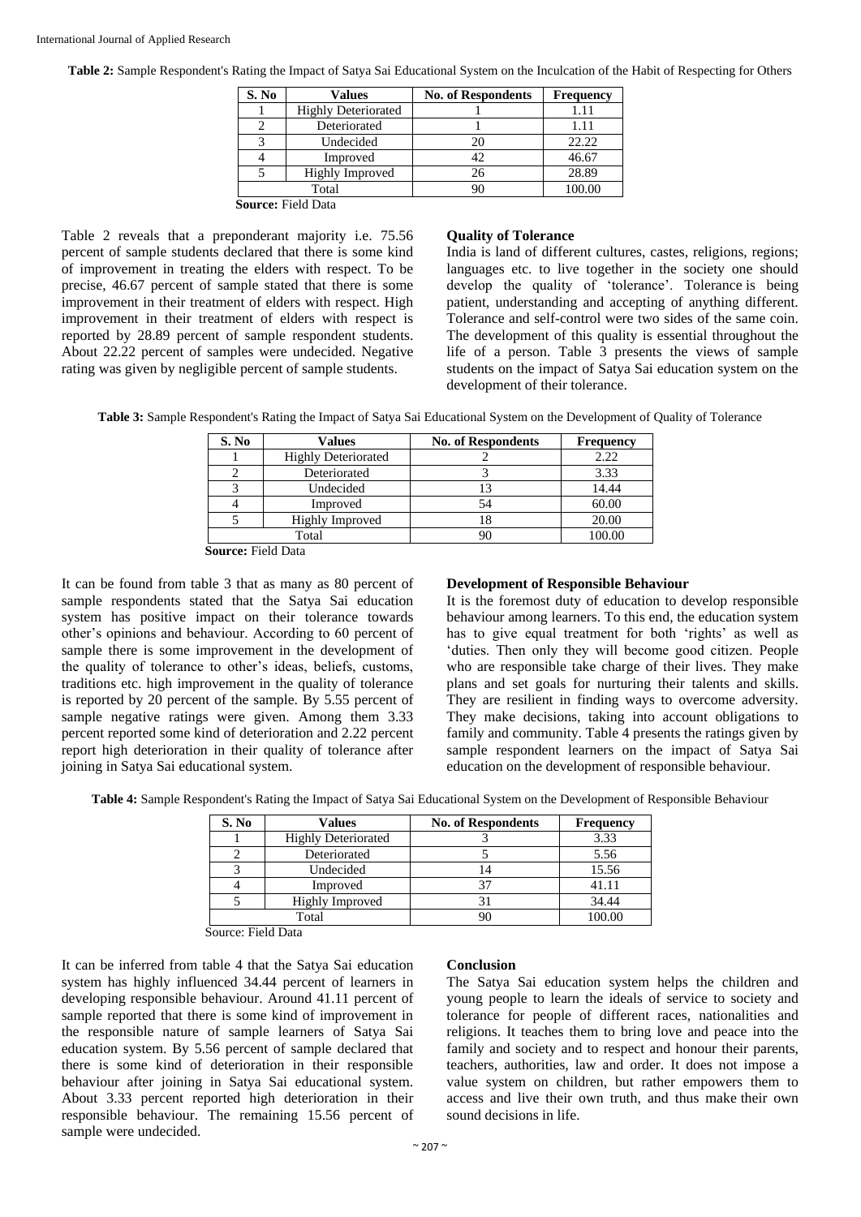**Table 2:** Sample Respondent's Rating the Impact of Satya Sai Educational System on the Inculcation of the Habit of Respecting for Others

| S. No | Values | No. of Respondents | Frequency |
|---|---|---|---|
| 1 | Highly Deteriorated | 1 | 1.11 |
| 2 | Deteriorated | 1 | 1.11 |
| 3 | Undecided | 20 | 22.22 |
| 4 | Improved | 42 | 46.67 |
| 5 | Highly Improved | 26 | 28.89 |
| Total | | 90 | 100.00 |

**Source:** Field Data

Table 2 reveals that a preponderant majority i.e. 75.56 percent of sample students declared that there is some kind of improvement in treating the elders with respect. To be precise, 46.67 percent of sample stated that there is some improvement in their treatment of elders with respect. High improvement in their treatment of elders with respect is reported by 28.89 percent of sample respondent students. About 22.22 percent of samples were undecided. Negative rating was given by negligible percent of sample students.

### Quality of Tolerance

India is land of different cultures, castes, religions, regions; languages etc. to live together in the society one should develop the quality of 'tolerance'. Tolerance is being patient, understanding and accepting of anything different. Tolerance and self-control were two sides of the same coin. The development of this quality is essential throughout the life of a person. Table 3 presents the views of sample students on the impact of Satya Sai education system on the development of their tolerance.

**Table 3:** Sample Respondent's Rating the Impact of Satya Sai Educational System on the Development of Quality of Tolerance

| S. No | Values | No. of Respondents | Frequency |
|---|---|---|---|
| 1 | Highly Deteriorated | 2 | 2.22 |
| 2 | Deteriorated | 3 | 3.33 |
| 3 | Undecided | 13 | 14.44 |
| 4 | Improved | 54 | 60.00 |
| 5 | Highly Improved | 18 | 20.00 |
| Total | | 90 | 100.00 |

**Source:** Field Data

It can be found from table 3 that as many as 80 percent of sample respondents stated that the Satya Sai education system has positive impact on their tolerance towards other's opinions and behaviour. According to 60 percent of sample there is some improvement in the development of the quality of tolerance to other's ideas, beliefs, customs, traditions etc. high improvement in the quality of tolerance is reported by 20 percent of the sample. By 5.55 percent of sample negative ratings were given. Among them 3.33 percent reported some kind of deterioration and 2.22 percent report high deterioration in their quality of tolerance after joining in Satya Sai educational system.

### Development of Responsible Behaviour

It is the foremost duty of education to develop responsible behaviour among learners. To this end, the education system has to give equal treatment for both 'rights' as well as 'duties. Then only they will become good citizen. People who are responsible take charge of their lives. They make plans and set goals for nurturing their talents and skills. They are resilient in finding ways to overcome adversity. They make decisions, taking into account obligations to family and community. Table 4 presents the ratings given by sample respondent learners on the impact of Satya Sai education on the development of responsible behaviour.

**Table 4:** Sample Respondent's Rating the Impact of Satya Sai Educational System on the Development of Responsible Behaviour

| S. No | Values | No. of Respondents | Frequency |
|---|---|---|---|
| 1 | Highly Deteriorated | 3 | 3.33 |
| 2 | Deteriorated | 5 | 5.56 |
| 3 | Undecided | 14 | 15.56 |
| 4 | Improved | 37 | 41.11 |
| 5 | Highly Improved | 31 | 34.44 |
| Total | | 90 | 100.00 |

Source: Field Data

It can be inferred from table 4 that the Satya Sai education system has highly influenced 34.44 percent of learners in developing responsible behaviour. Around 41.11 percent of sample reported that there is some kind of improvement in the responsible nature of sample learners of Satya Sai education system. By 5.56 percent of sample declared that there is some kind of deterioration in their responsible behaviour after joining in Satya Sai educational system. About 3.33 percent reported high deterioration in their responsible behaviour. The remaining 15.56 percent of sample were undecided.

### Conclusion

The Satya Sai education system helps the children and young people to learn the ideals of service to society and tolerance for people of different races, nationalities and religions. It teaches them to bring love and peace into the family and society and to respect and honour their parents, teachers, authorities, law and order. It does not impose a value system on children, but rather empowers them to access and live their own truth, and thus make their own sound decisions in life.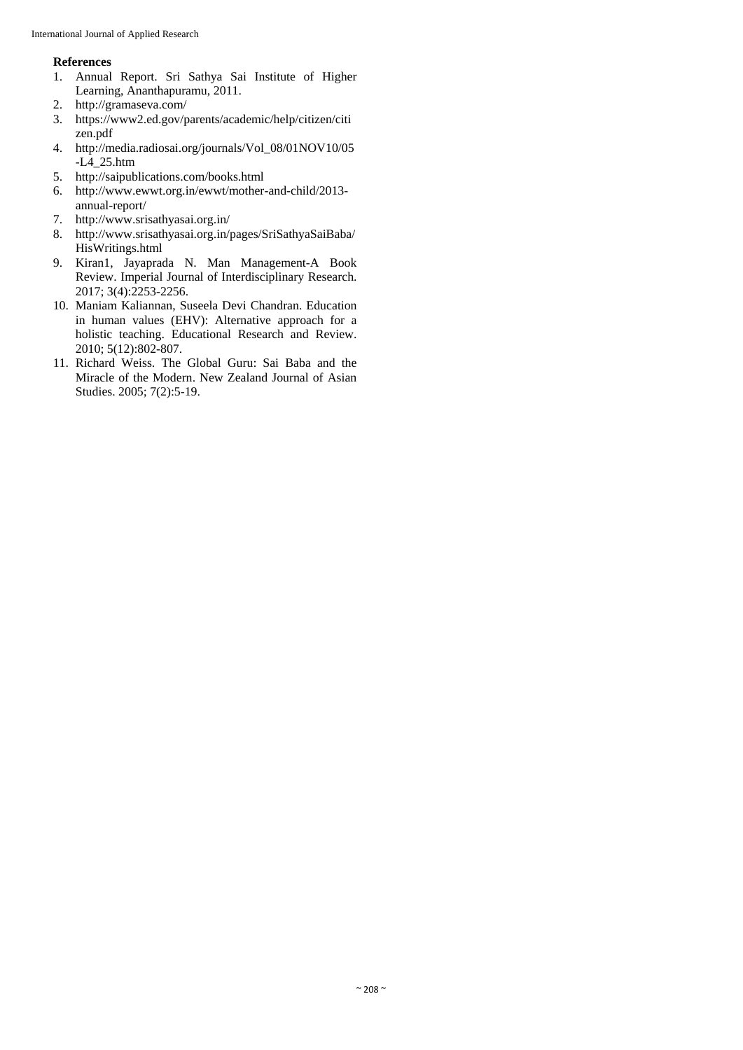**References**

1. Annual Report. Sri Sathya Sai Institute of Higher Learning, Ananthapuramu, 2011.
2. http://gramaseva.com/
3. https://www2.ed.gov/parents/academic/help/citizen/citizen.pdf
4. http://media.radiosai.org/journals/Vol_08/01NOV10/05-L4_25.htm
5. http://saipublications.com/books.html
6. http://www.ewwt.org.in/ewwt/mother-and-child/2013-annual-report/
7. http://www.srisathyasai.org.in/
8. http://www.srisathyasai.org.in/pages/SriSathyaSaiBaba/HisWritings.html
9. Kiran1, Jayaprada N. Man Management-A Book Review. Imperial Journal of Interdisciplinary Research. 2017; 3(4):2253-2256.
10. Maniam Kaliannan, Suseela Devi Chandran. Education in human values (EHV): Alternative approach for a holistic teaching. Educational Research and Review. 2010; 5(12):802-807.
11. Richard Weiss. The Global Guru: Sai Baba and the Miracle of the Modern. New Zealand Journal of Asian Studies. 2005; 7(2):5-19.